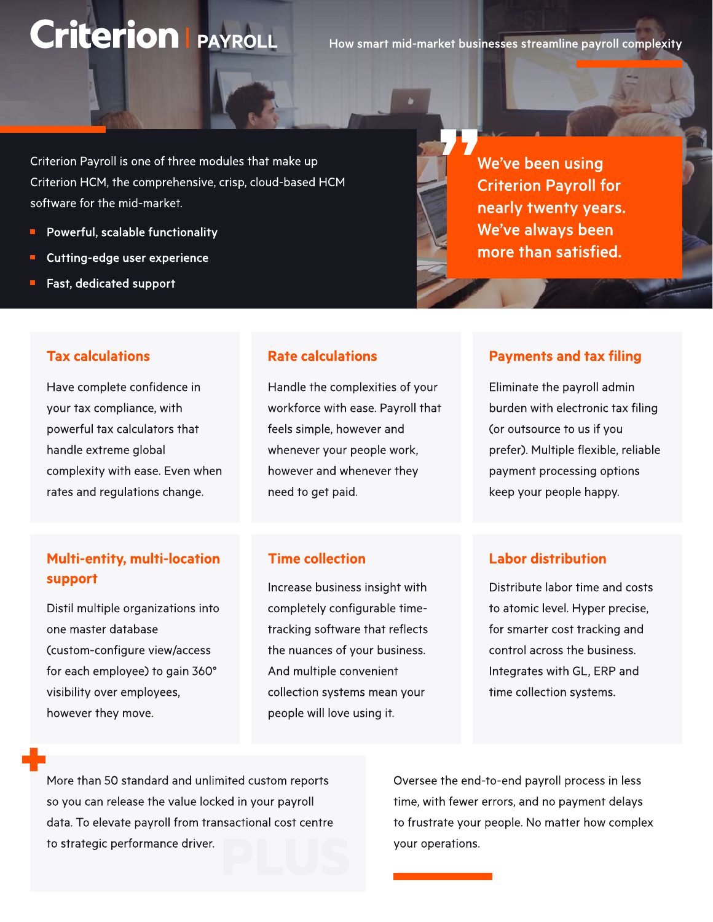# Criterion | PAYROLL

How smart mid-market businesses streamline payroll complexity

Criterion Payroll is one of three modules that make up Criterion HCM, the comprehensive, crisp, cloud-based HCM software for the mid-market.

- **Powerful, scalable functionality**
- **Cutting-edge user experience**
- **Fast, dedicated support**

> **We've been using Criterion Payroll for nearly twenty years. We've always been more than satisfied.**

### Tax calculations

Have complete confidence in your tax compliance, with powerful tax calculators that handle extreme global complexity with ease. Even when rates and regulations change.

### Rate calculations

Handle the complexities of your workforce with ease. Payroll that feels simple, however and whenever your people work, however and whenever they need to get paid.

### Payments and tax filing

Eliminate the payroll admin burden with electronic tax filing (or outsource to us if you prefer). Multiple flexible, reliable payment processing options keep your people happy.

### Multi-entity, multi-location support

Distil multiple organizations into one master database (custom-configure view/access for each employee) to gain 360° visibility over employees, however they move.

### Time collection

Increase business insight with completely configurable time-tracking software that reflects the nuances of your business. And multiple convenient collection systems mean your people will love using it.

### Labor distribution

Distribute labor time and costs to atomic level. Hyper precise, for smarter cost tracking and control across the business. Integrates with GL, ERP and time collection systems.

### PLUS

More than 50 standard and unlimited custom reports so you can release the value locked in your payroll data. To elevate payroll from transactional cost centre to strategic performance driver.

Oversee the end-to-end payroll process in less time, with fewer errors, and no payment delays to frustrate your people. No matter how complex your operations.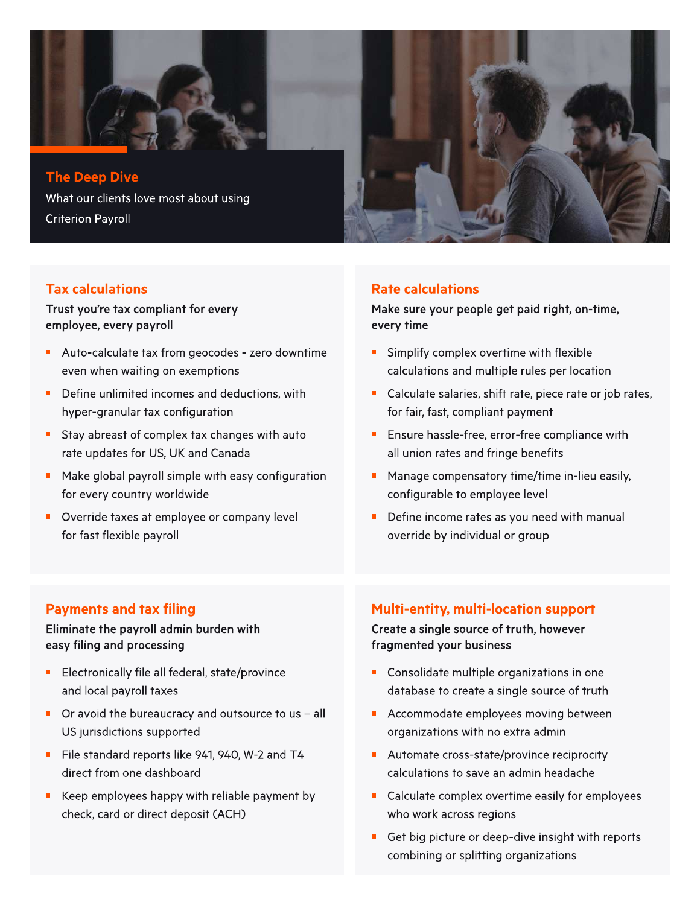## The Deep Dive

What our clients love most about using Criterion Payroll

### Tax calculations

**Trust you're tax compliant for every employee, every payroll**

- Auto-calculate tax from geocodes - zero downtime even when waiting on exemptions
- Define unlimited incomes and deductions, with hyper-granular tax configuration
- Stay abreast of complex tax changes with auto rate updates for US, UK and Canada
- Make global payroll simple with easy configuration for every country worldwide
- Override taxes at employee or company level for fast flexible payroll

### Rate calculations

**Make sure your people get paid right, on-time, every time**

- Simplify complex overtime with flexible calculations and multiple rules per location
- Calculate salaries, shift rate, piece rate or job rates, for fair, fast, compliant payment
- Ensure hassle-free, error-free compliance with all union rates and fringe benefits
- Manage compensatory time/time in-lieu easily, configurable to employee level
- Define income rates as you need with manual override by individual or group

### Payments and tax filing

**Eliminate the payroll admin burden with easy filing and processing**

- Electronically file all federal, state/province and local payroll taxes
- Or avoid the bureaucracy and outsource to us – all US jurisdictions supported
- File standard reports like 941, 940, W-2 and T4 direct from one dashboard
- Keep employees happy with reliable payment by check, card or direct deposit (ACH)

### Multi-entity, multi-location support

**Create a single source of truth, however fragmented your business**

- Consolidate multiple organizations in one database to create a single source of truth
- Accommodate employees moving between organizations with no extra admin
- Automate cross-state/province reciprocity calculations to save an admin headache
- Calculate complex overtime easily for employees who work across regions
- Get big picture or deep-dive insight with reports combining or splitting organizations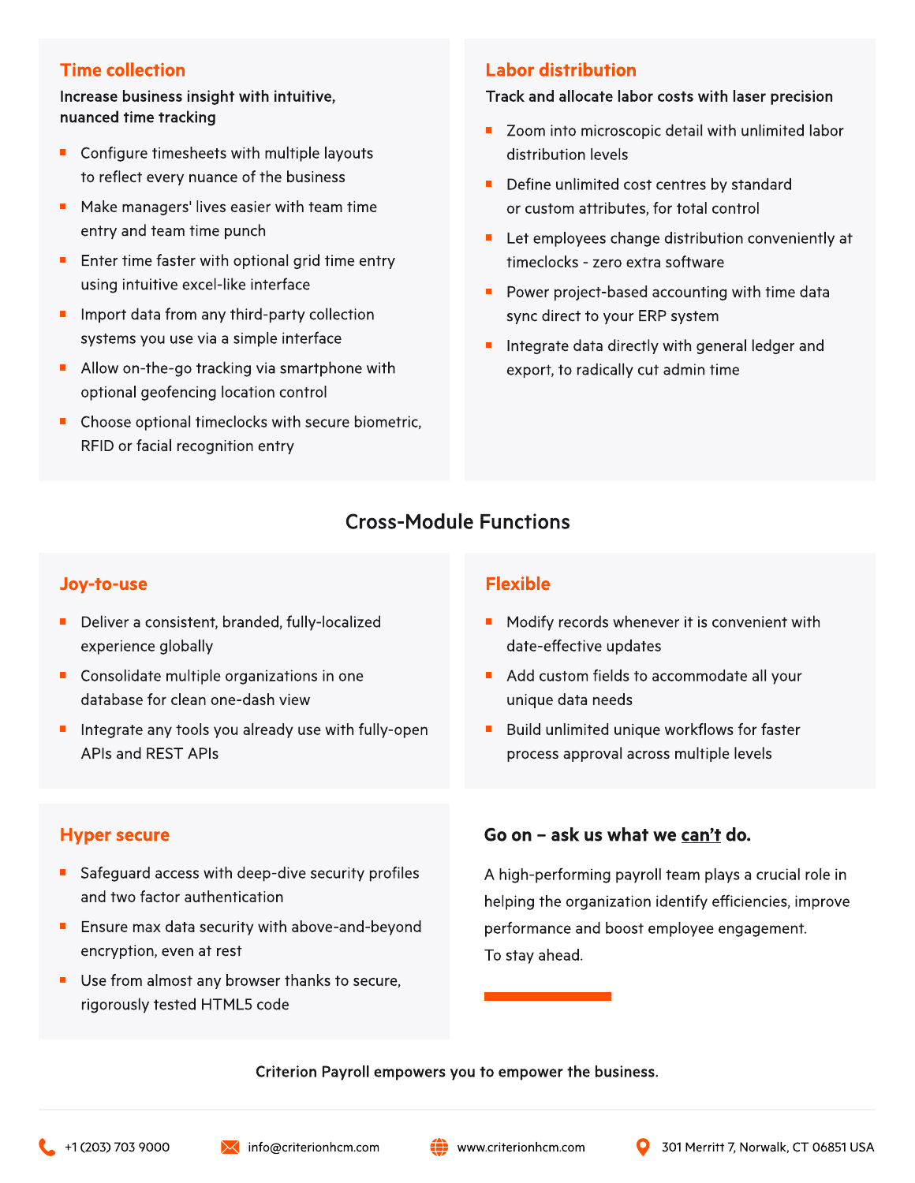### Time collection

**Increase business insight with intuitive, nuanced time tracking**

- Configure timesheets with multiple layouts to reflect every nuance of the business
- Make managers' lives easier with team time entry and team time punch
- Enter time faster with optional grid time entry using intuitive excel-like interface
- Import data from any third-party collection systems you use via a simple interface
- Allow on-the-go tracking via smartphone with optional geofencing location control
- Choose optional timeclocks with secure biometric, RFID or facial recognition entry

### Labor distribution

**Track and allocate labor costs with laser precision**

- Zoom into microscopic detail with unlimited labor distribution levels
- Define unlimited cost centres by standard or custom attributes, for total control
- Let employees change distribution conveniently at timeclocks - zero extra software
- Power project-based accounting with time data sync direct to your ERP system
- Integrate data directly with general ledger and export, to radically cut admin time

## Cross-Module Functions

### Joy-to-use

- Deliver a consistent, branded, fully-localized experience globally
- Consolidate multiple organizations in one database for clean one-dash view
- Integrate any tools you already use with fully-open APIs and REST APIs

### Flexible

- Modify records whenever it is convenient with date-effective updates
- Add custom fields to accommodate all your unique data needs
- Build unlimited unique workflows for faster process approval across multiple levels

### Hyper secure

- Safeguard access with deep-dive security profiles and two factor authentication
- Ensure max data security with above-and-beyond encryption, even at rest
- Use from almost any browser thanks to secure, rigorously tested HTML5 code

### Go on – ask us what we can't do.

A high-performing payroll team plays a crucial role in helping the organization identify efficiencies, improve performance and boost employee engagement. To stay ahead.

**Criterion Payroll empowers you to empower the business.**

+1 (203) 703 9000 | info@criterionhcm.com | www.criterionhcm.com | 301 Merritt 7, Norwalk, CT 06851 USA